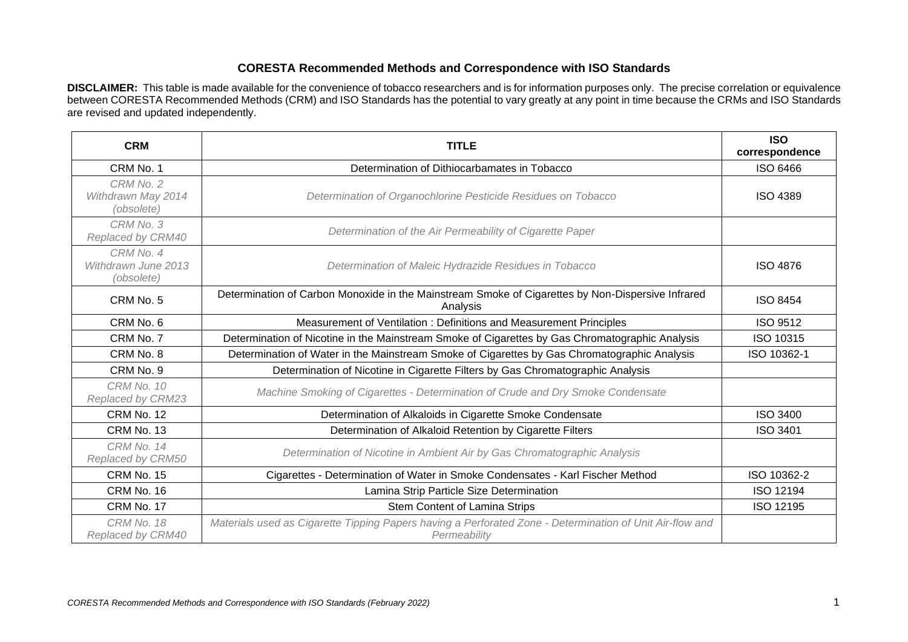## CORESTA Recommended Methods and Correspondence with ISO Standards

**DISCLAIMER:** This table is made available for the convenience of tobacco researchers and is for information purposes only. The precise correlation or equivalence between CORESTA Recommended Methods (CRM) and ISO Standards has the potential to vary greatly at any point in time because the CRMs and ISO Standards are revised and updated independently.

| CRM | TITLE | ISO correspondence |
|---|---|---|
| CRM No. 1 | Determination of Dithiocarbamates in Tobacco | ISO 6466 |
| *CRM No. 2 Withdrawn May 2014 (obsolete)* | *Determination of Organochlorine Pesticide Residues on Tobacco* | ISO 4389 |
| *CRM No. 3 Replaced by CRM40* | *Determination of the Air Permeability of Cigarette Paper* | |
| *CRM No. 4 Withdrawn June 2013 (obsolete)* | *Determination of Maleic Hydrazide Residues in Tobacco* | ISO 4876 |
| CRM No. 5 | Determination of Carbon Monoxide in the Mainstream Smoke of Cigarettes by Non-Dispersive Infrared Analysis | ISO 8454 |
| CRM No. 6 | Measurement of Ventilation : Definitions and Measurement Principles | ISO 9512 |
| CRM No. 7 | Determination of Nicotine in the Mainstream Smoke of Cigarettes by Gas Chromatographic Analysis | ISO 10315 |
| CRM No. 8 | Determination of Water in the Mainstream Smoke of Cigarettes by Gas Chromatographic Analysis | ISO 10362-1 |
| CRM No. 9 | Determination of Nicotine in Cigarette Filters by Gas Chromatographic Analysis | |
| *CRM No. 10 Replaced by CRM23* | *Machine Smoking of Cigarettes - Determination of Crude and Dry Smoke Condensate* | |
| CRM No. 12 | Determination of Alkaloids in Cigarette Smoke Condensate | ISO 3400 |
| CRM No. 13 | Determination of Alkaloid Retention by Cigarette Filters | ISO 3401 |
| *CRM No. 14 Replaced by CRM50* | *Determination of Nicotine in Ambient Air by Gas Chromatographic Analysis* | |
| CRM No. 15 | Cigarettes - Determination of Water in Smoke Condensates - Karl Fischer Method | ISO 10362-2 |
| CRM No. 16 | Lamina Strip Particle Size Determination | ISO 12194 |
| CRM No. 17 | Stem Content of Lamina Strips | ISO 12195 |
| *CRM No. 18 Replaced by CRM40* | *Materials used as Cigarette Tipping Papers having a Perforated Zone - Determination of Unit Air-flow and Permeability* | |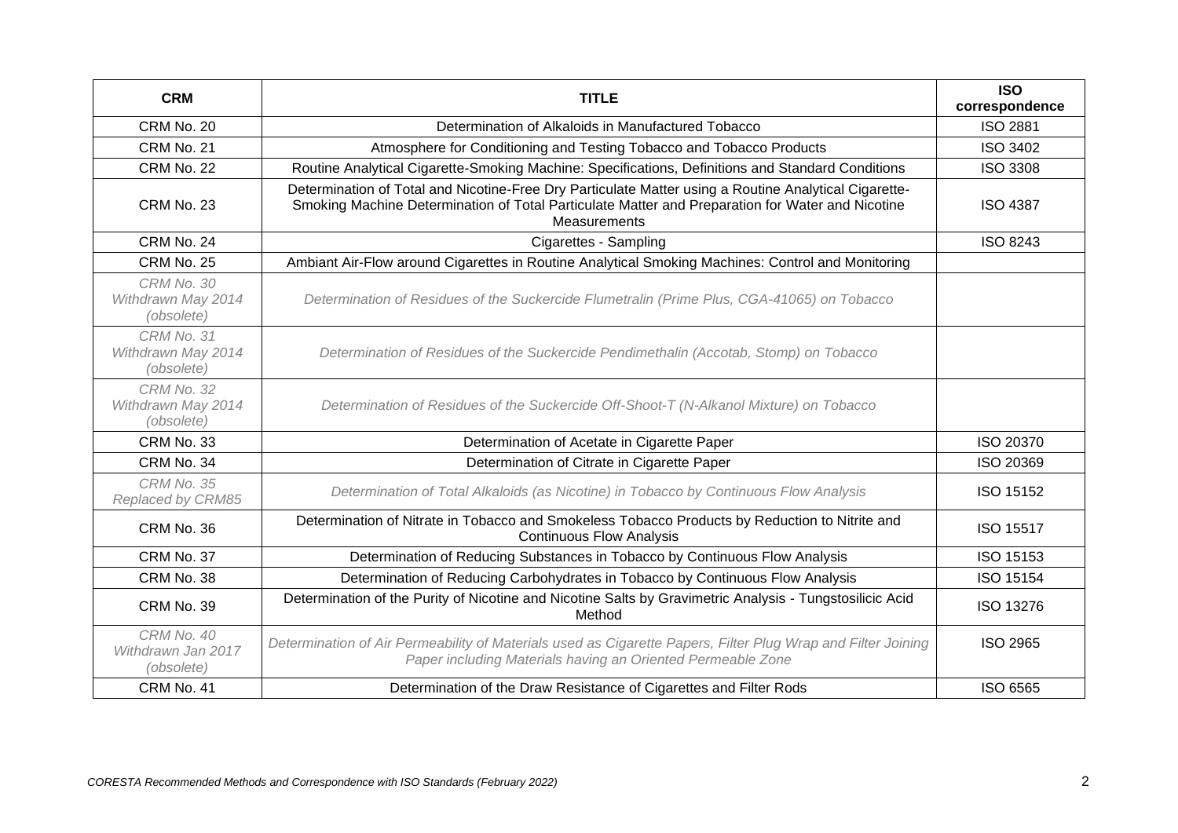| CRM | TITLE | ISO correspondence |
|---|---|---|
| CRM No. 20 | Determination of Alkaloids in Manufactured Tobacco | ISO 2881 |
| CRM No. 21 | Atmosphere for Conditioning and Testing Tobacco and Tobacco Products | ISO 3402 |
| CRM No. 22 | Routine Analytical Cigarette-Smoking Machine: Specifications, Definitions and Standard Conditions | ISO 3308 |
| CRM No. 23 | Determination of Total and Nicotine-Free Dry Particulate Matter using a Routine Analytical Cigarette-Smoking Machine Determination of Total Particulate Matter and Preparation for Water and Nicotine Measurements | ISO 4387 |
| CRM No. 24 | Cigarettes - Sampling | ISO 8243 |
| CRM No. 25 | Ambiant Air-Flow around Cigarettes in Routine Analytical Smoking Machines: Control and Monitoring | |
| *CRM No. 30 Withdrawn May 2014 (obsolete)* | *Determination of Residues of the Suckercide Flumetralin (Prime Plus, CGA-41065) on Tobacco* | |
| *CRM No. 31 Withdrawn May 2014 (obsolete)* | *Determination of Residues of the Suckercide Pendimethalin (Accotab, Stomp) on Tobacco* | |
| *CRM No. 32 Withdrawn May 2014 (obsolete)* | *Determination of Residues of the Suckercide Off-Shoot-T (N-Alkanol Mixture) on Tobacco* | |
| CRM No. 33 | Determination of Acetate in Cigarette Paper | ISO 20370 |
| CRM No. 34 | Determination of Citrate in Cigarette Paper | ISO 20369 |
| *CRM No. 35 Replaced by CRM85* | *Determination of Total Alkaloids (as Nicotine) in Tobacco by Continuous Flow Analysis* | ISO 15152 |
| CRM No. 36 | Determination of Nitrate in Tobacco and Smokeless Tobacco Products by Reduction to Nitrite and Continuous Flow Analysis | ISO 15517 |
| CRM No. 37 | Determination of Reducing Substances in Tobacco by Continuous Flow Analysis | ISO 15153 |
| CRM No. 38 | Determination of Reducing Carbohydrates in Tobacco by Continuous Flow Analysis | ISO 15154 |
| CRM No. 39 | Determination of the Purity of Nicotine and Nicotine Salts by Gravimetric Analysis - Tungstosilicic Acid Method | ISO 13276 |
| *CRM No. 40 Withdrawn Jan 2017 (obsolete)* | *Determination of Air Permeability of Materials used as Cigarette Papers, Filter Plug Wrap and Filter Joining Paper including Materials having an Oriented Permeable Zone* | ISO 2965 |
| CRM No. 41 | Determination of the Draw Resistance of Cigarettes and Filter Rods | ISO 6565 |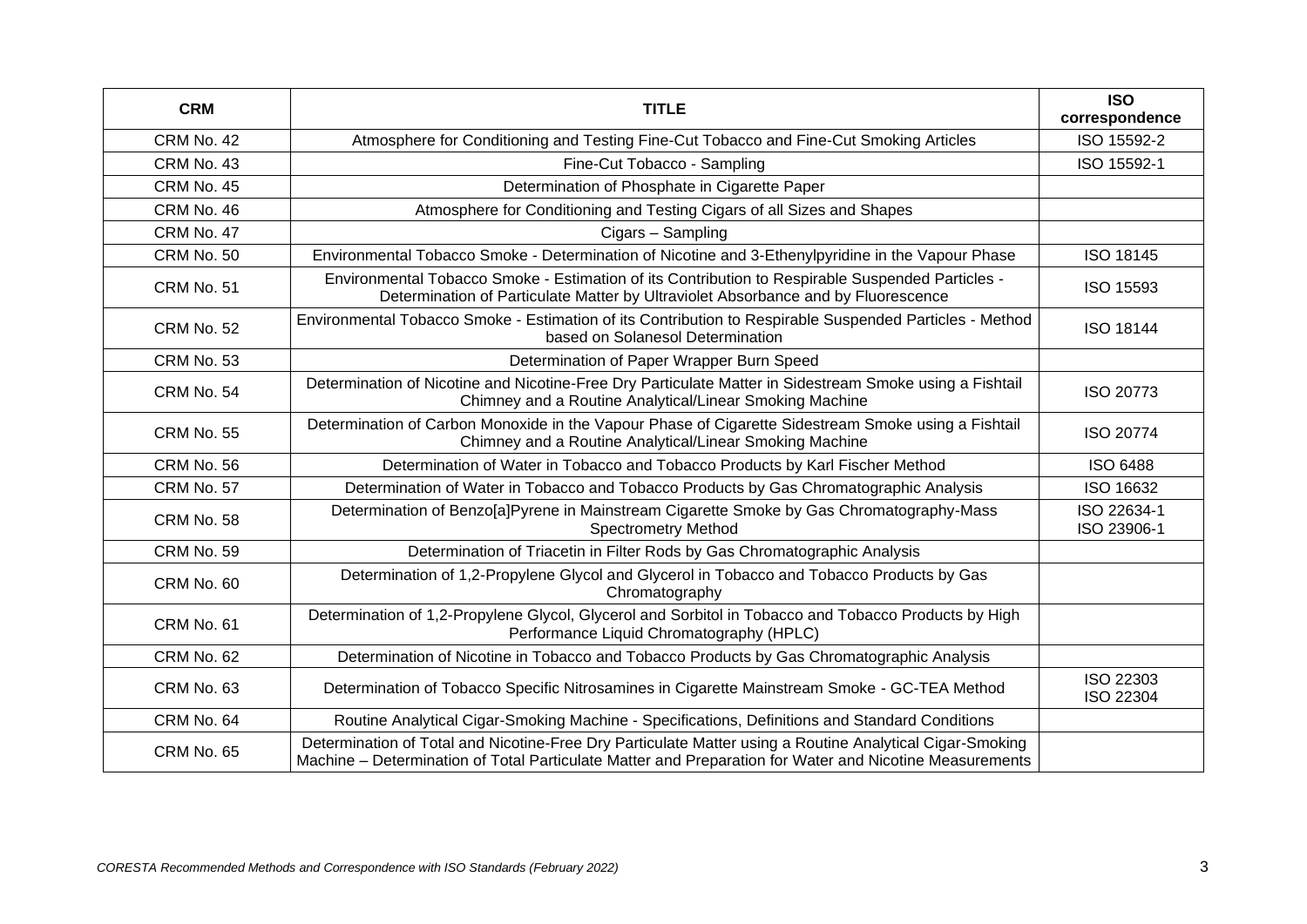| CRM | TITLE | ISO correspondence |
| --- | --- | --- |
| CRM No. 42 | Atmosphere for Conditioning and Testing Fine-Cut Tobacco and Fine-Cut Smoking Articles | ISO 15592-2 |
| CRM No. 43 | Fine-Cut Tobacco - Sampling | ISO 15592-1 |
| CRM No. 45 | Determination of Phosphate in Cigarette Paper | |
| CRM No. 46 | Atmosphere for Conditioning and Testing Cigars of all Sizes and Shapes | |
| CRM No. 47 | Cigars – Sampling | |
| CRM No. 50 | Environmental Tobacco Smoke - Determination of Nicotine and 3-Ethenylpyridine in the Vapour Phase | ISO 18145 |
| CRM No. 51 | Environmental Tobacco Smoke - Estimation of its Contribution to Respirable Suspended Particles - Determination of Particulate Matter by Ultraviolet Absorbance and by Fluorescence | ISO 15593 |
| CRM No. 52 | Environmental Tobacco Smoke - Estimation of its Contribution to Respirable Suspended Particles - Method based on Solanesol Determination | ISO 18144 |
| CRM No. 53 | Determination of Paper Wrapper Burn Speed | |
| CRM No. 54 | Determination of Nicotine and Nicotine-Free Dry Particulate Matter in Sidestream Smoke using a Fishtail Chimney and a Routine Analytical/Linear Smoking Machine | ISO 20773 |
| CRM No. 55 | Determination of Carbon Monoxide in the Vapour Phase of Cigarette Sidestream Smoke using a Fishtail Chimney and a Routine Analytical/Linear Smoking Machine | ISO 20774 |
| CRM No. 56 | Determination of Water in Tobacco and Tobacco Products by Karl Fischer Method | ISO 6488 |
| CRM No. 57 | Determination of Water in Tobacco and Tobacco Products by Gas Chromatographic Analysis | ISO 16632 |
| CRM No. 58 | Determination of Benzo[a]Pyrene in Mainstream Cigarette Smoke by Gas Chromatography-Mass Spectrometry Method | ISO 22634-1<br>ISO 23906-1 |
| CRM No. 59 | Determination of Triacetin in Filter Rods by Gas Chromatographic Analysis | |
| CRM No. 60 | Determination of 1,2-Propylene Glycol and Glycerol in Tobacco and Tobacco Products by Gas Chromatography | |
| CRM No. 61 | Determination of 1,2-Propylene Glycol, Glycerol and Sorbitol in Tobacco and Tobacco Products by High Performance Liquid Chromatography (HPLC) | |
| CRM No. 62 | Determination of Nicotine in Tobacco and Tobacco Products by Gas Chromatographic Analysis | |
| CRM No. 63 | Determination of Tobacco Specific Nitrosamines in Cigarette Mainstream Smoke - GC-TEA Method | ISO 22303<br>ISO 22304 |
| CRM No. 64 | Routine Analytical Cigar-Smoking Machine - Specifications, Definitions and Standard Conditions | |
| CRM No. 65 | Determination of Total and Nicotine-Free Dry Particulate Matter using a Routine Analytical Cigar-Smoking Machine – Determination of Total Particulate Matter and Preparation for Water and Nicotine Measurements | |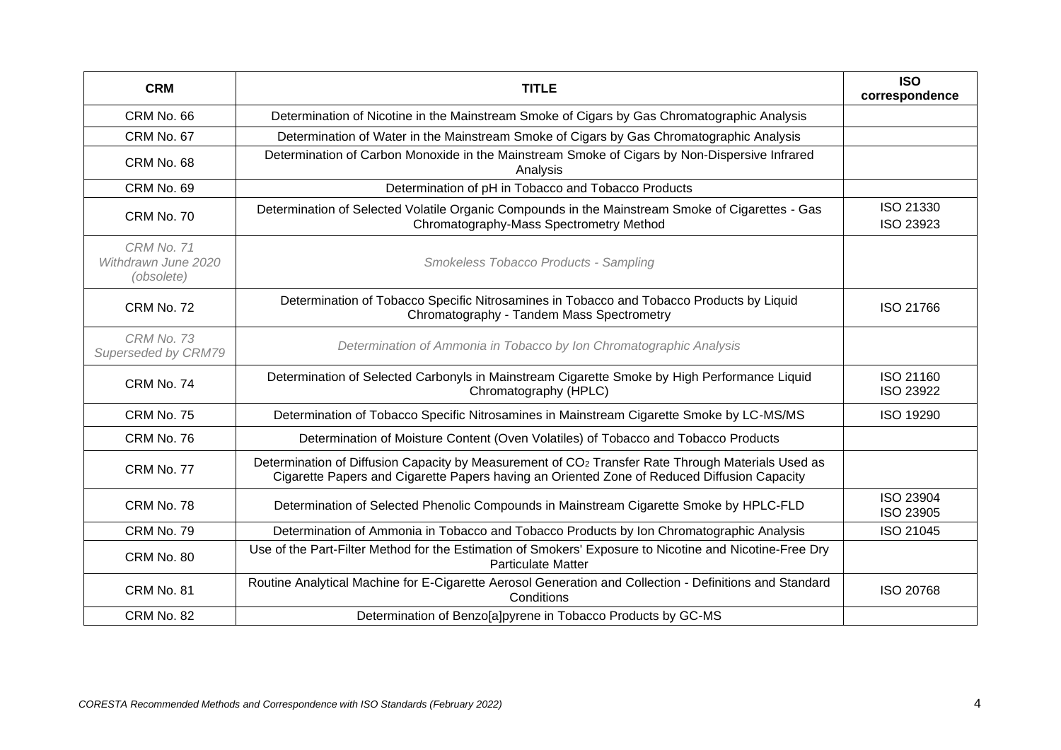| CRM | TITLE | ISO correspondence |
|---|---|---|
| CRM No. 66 | Determination of Nicotine in the Mainstream Smoke of Cigars by Gas Chromatographic Analysis | |
| CRM No. 67 | Determination of Water in the Mainstream Smoke of Cigars by Gas Chromatographic Analysis | |
| CRM No. 68 | Determination of Carbon Monoxide in the Mainstream Smoke of Cigars by Non-Dispersive Infrared Analysis | |
| CRM No. 69 | Determination of pH in Tobacco and Tobacco Products | |
| CRM No. 70 | Determination of Selected Volatile Organic Compounds in the Mainstream Smoke of Cigarettes - Gas Chromatography-Mass Spectrometry Method | ISO 21330<br>ISO 23923 |
| *CRM No. 71*<br>*Withdrawn June 2020*<br>*(obsolete)* | *Smokeless Tobacco Products - Sampling* | |
| CRM No. 72 | Determination of Tobacco Specific Nitrosamines in Tobacco and Tobacco Products by Liquid Chromatography - Tandem Mass Spectrometry | ISO 21766 |
| *CRM No. 73*<br>*Superseded by CRM79* | *Determination of Ammonia in Tobacco by Ion Chromatographic Analysis* | |
| CRM No. 74 | Determination of Selected Carbonyls in Mainstream Cigarette Smoke by High Performance Liquid Chromatography (HPLC) | ISO 21160<br>ISO 23922 |
| CRM No. 75 | Determination of Tobacco Specific Nitrosamines in Mainstream Cigarette Smoke by LC-MS/MS | ISO 19290 |
| CRM No. 76 | Determination of Moisture Content (Oven Volatiles) of Tobacco and Tobacco Products | |
| CRM No. 77 | Determination of Diffusion Capacity by Measurement of $CO_2$ Transfer Rate Through Materials Used as Cigarette Papers and Cigarette Papers having an Oriented Zone of Reduced Diffusion Capacity | |
| CRM No. 78 | Determination of Selected Phenolic Compounds in Mainstream Cigarette Smoke by HPLC-FLD | ISO 23904<br>ISO 23905 |
| CRM No. 79 | Determination of Ammonia in Tobacco and Tobacco Products by Ion Chromatographic Analysis | ISO 21045 |
| CRM No. 80 | Use of the Part-Filter Method for the Estimation of Smokers' Exposure to Nicotine and Nicotine-Free Dry Particulate Matter | |
| CRM No. 81 | Routine Analytical Machine for E-Cigarette Aerosol Generation and Collection - Definitions and Standard Conditions | ISO 20768 |
| CRM No. 82 | Determination of Benzo[a]pyrene in Tobacco Products by GC-MS | |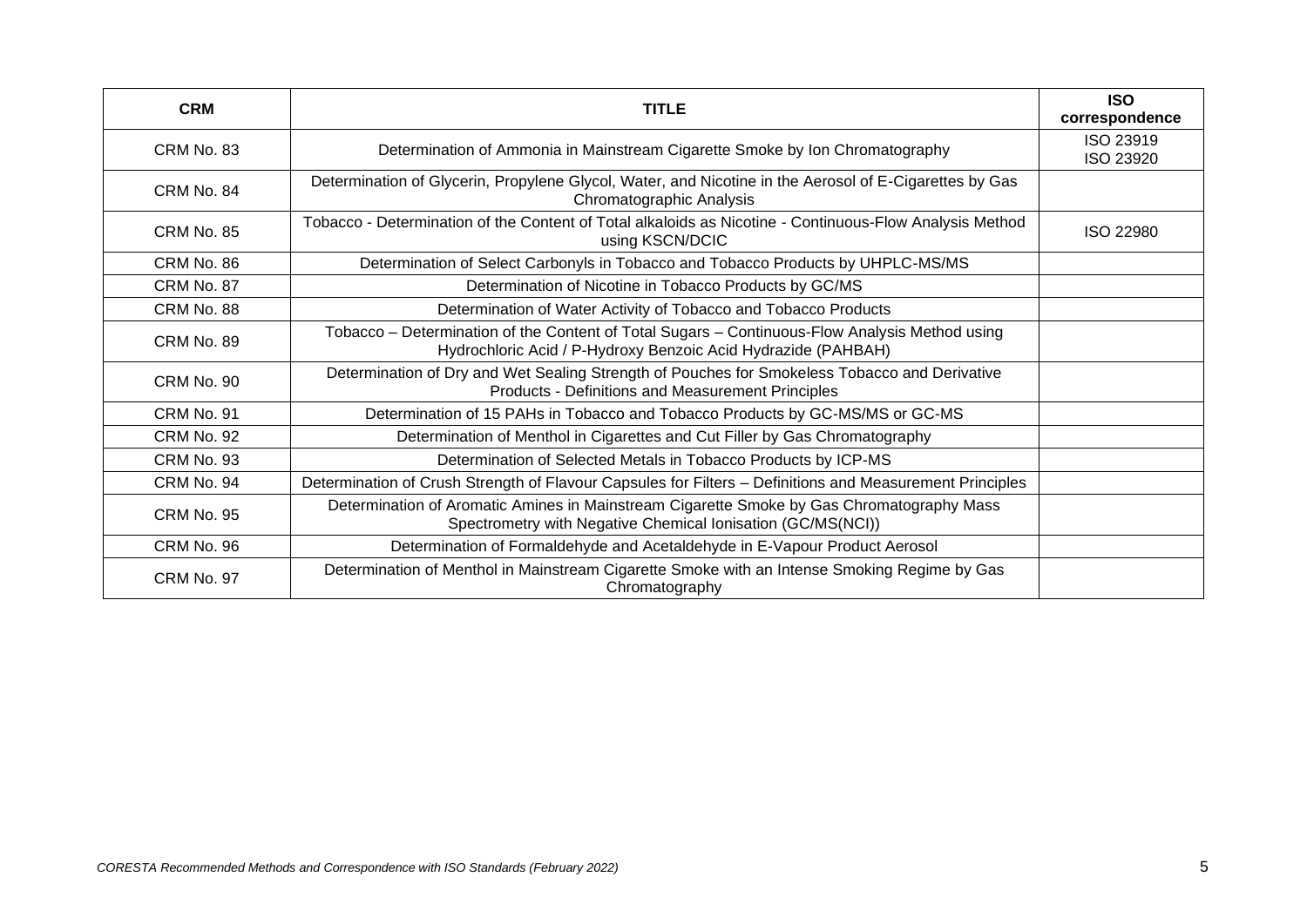| CRM | TITLE | ISO correspondence |
| --- | --- | --- |
| CRM No. 83 | Determination of Ammonia in Mainstream Cigarette Smoke by Ion Chromatography | ISO 23919<br>ISO 23920 |
| CRM No. 84 | Determination of Glycerin, Propylene Glycol, Water, and Nicotine in the Aerosol of E-Cigarettes by Gas Chromatographic Analysis | |
| CRM No. 85 | Tobacco - Determination of the Content of Total alkaloids as Nicotine - Continuous-Flow Analysis Method using KSCN/DCIC | ISO 22980 |
| CRM No. 86 | Determination of Select Carbonyls in Tobacco and Tobacco Products by UHPLC-MS/MS | |
| CRM No. 87 | Determination of Nicotine in Tobacco Products by GC/MS | |
| CRM No. 88 | Determination of Water Activity of Tobacco and Tobacco Products | |
| CRM No. 89 | Tobacco – Determination of the Content of Total Sugars – Continuous-Flow Analysis Method using Hydrochloric Acid / P-Hydroxy Benzoic Acid Hydrazide (PAHBAH) | |
| CRM No. 90 | Determination of Dry and Wet Sealing Strength of Pouches for Smokeless Tobacco and Derivative Products - Definitions and Measurement Principles | |
| CRM No. 91 | Determination of 15 PAHs in Tobacco and Tobacco Products by GC-MS/MS or GC-MS | |
| CRM No. 92 | Determination of Menthol in Cigarettes and Cut Filler by Gas Chromatography | |
| CRM No. 93 | Determination of Selected Metals in Tobacco Products by ICP-MS | |
| CRM No. 94 | Determination of Crush Strength of Flavour Capsules for Filters – Definitions and Measurement Principles | |
| CRM No. 95 | Determination of Aromatic Amines in Mainstream Cigarette Smoke by Gas Chromatography Mass Spectrometry with Negative Chemical Ionisation (GC/MS(NCI)) | |
| CRM No. 96 | Determination of Formaldehyde and Acetaldehyde in E-Vapour Product Aerosol | |
| CRM No. 97 | Determination of Menthol in Mainstream Cigarette Smoke with an Intense Smoking Regime by Gas Chromatography | |